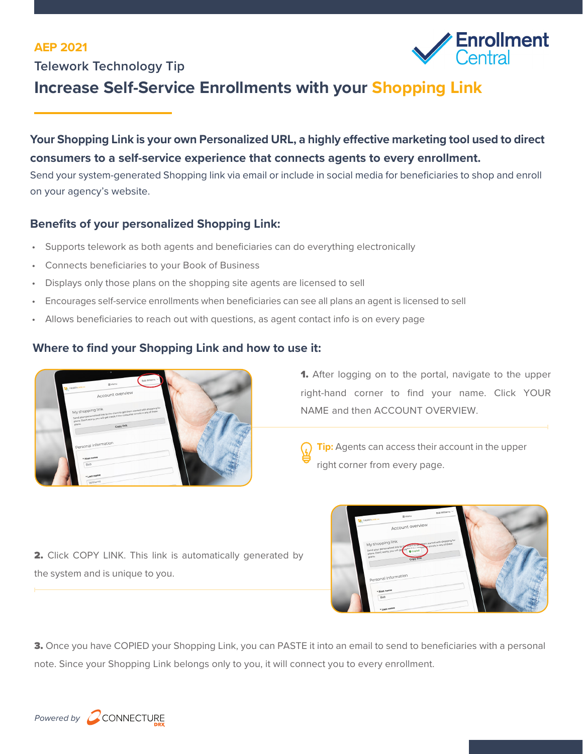AEP 2021

Telework Technology Tip

# Increase Self-Service Enrollments with your Shopping Link

**Your Shopping Link is your own Personalized URL, a highly effective marketing tool used to direct consumers to a self-service experience that connects agents to every enrollment.**

Send your system-generated Shopping link via email or include in social media for beneficiaries to shop and enroll on your agency's website.

## Benefits of your personalized Shopping Link:

- Supports telework as both agents and beneficiaries can do everything electronically
- Connects beneficiaries to your Book of Business
- Displays only those plans on the shopping site agents are licensed to sell
- Encourages self-service enrollments when beneficiaries can see all plans an agent is licensed to sell
- Allows beneficiaries to reach out with questions, as agent contact info is on every page

## Where to find your Shopping Link and how to use it:

**1.** After logging on to the portal, navigate to the upper right-hand corner to find your name. Click YOUR NAME and then ACCOUNT OVERVIEW.

**Tip:** Agents can access their account in the upper right corner from every page.

**2.** Click COPY LINK. This link is automatically generated by the system and is unique to you.

**3.** Once you have COPIED your Shopping Link, you can PASTE it into an email to send to beneficiaries with a personal note. Since your Shopping Link belongs only to you, it will connect you to every enrollment.

*Powered by* CONNECTURE DRX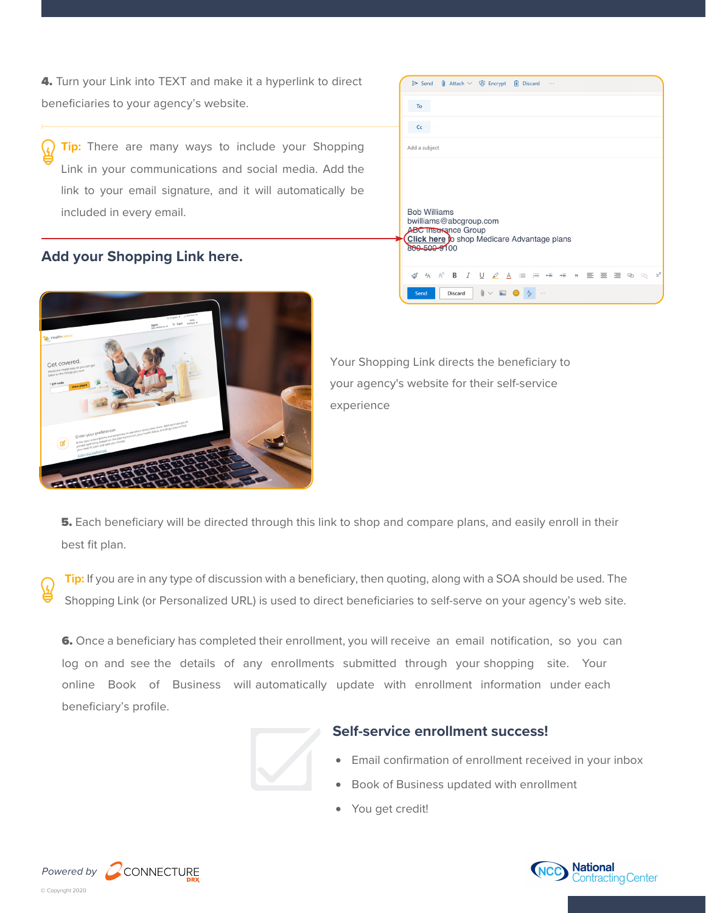**4.** Turn your Link into TEXT and make it a hyperlink to direct beneficiaries to your agency's website.

**Tip:** There are many ways to include your Shopping Link in your communications and social media. Add the link to your email signature, and it will automatically be included in every email.

## Add your Shopping Link here.

Bob Williams
bwilliams@abcgroup.com
ABC Insurance Group
Click here to shop Medicare Advantage plans
800-500-9100

Your Shopping Link directs the beneficiary to your agency's website for their self-service experience

**5.** Each beneficiary will be directed through this link to shop and compare plans, and easily enroll in their best fit plan.

**Tip:** If you are in any type of discussion with a beneficiary, then quoting, along with a SOA should be used. The Shopping Link (or Personalized URL) is used to direct beneficiaries to self-serve on your agency's web site.

**6.** Once a beneficiary has completed their enrollment, you will receive an email notification, so you can log on and see the details of any enrollments submitted through your shopping site. Your online Book of Business will automatically update with enrollment information under each beneficiary's profile.

### Self-service enrollment success!

- Email confirmation of enrollment received in your inbox
- Book of Business updated with enrollment
- You get credit!

Powered by CONNECTURE DRX

© Copyright 2020

NCC National Contracting Center